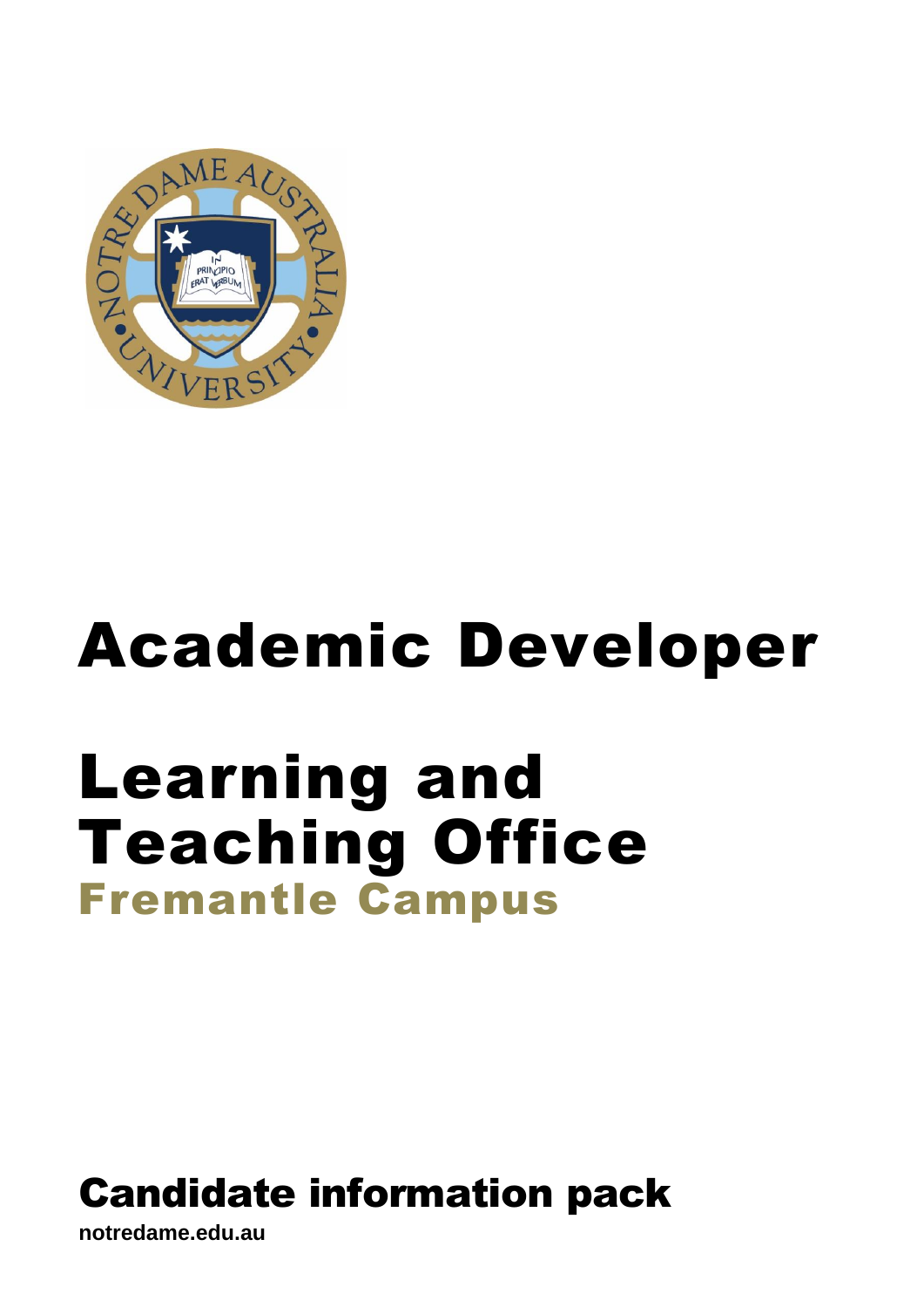# Academic Developer

# Learning and Teaching Office

## Fremantle Campus

## Candidate information pack

**notredame.edu.au**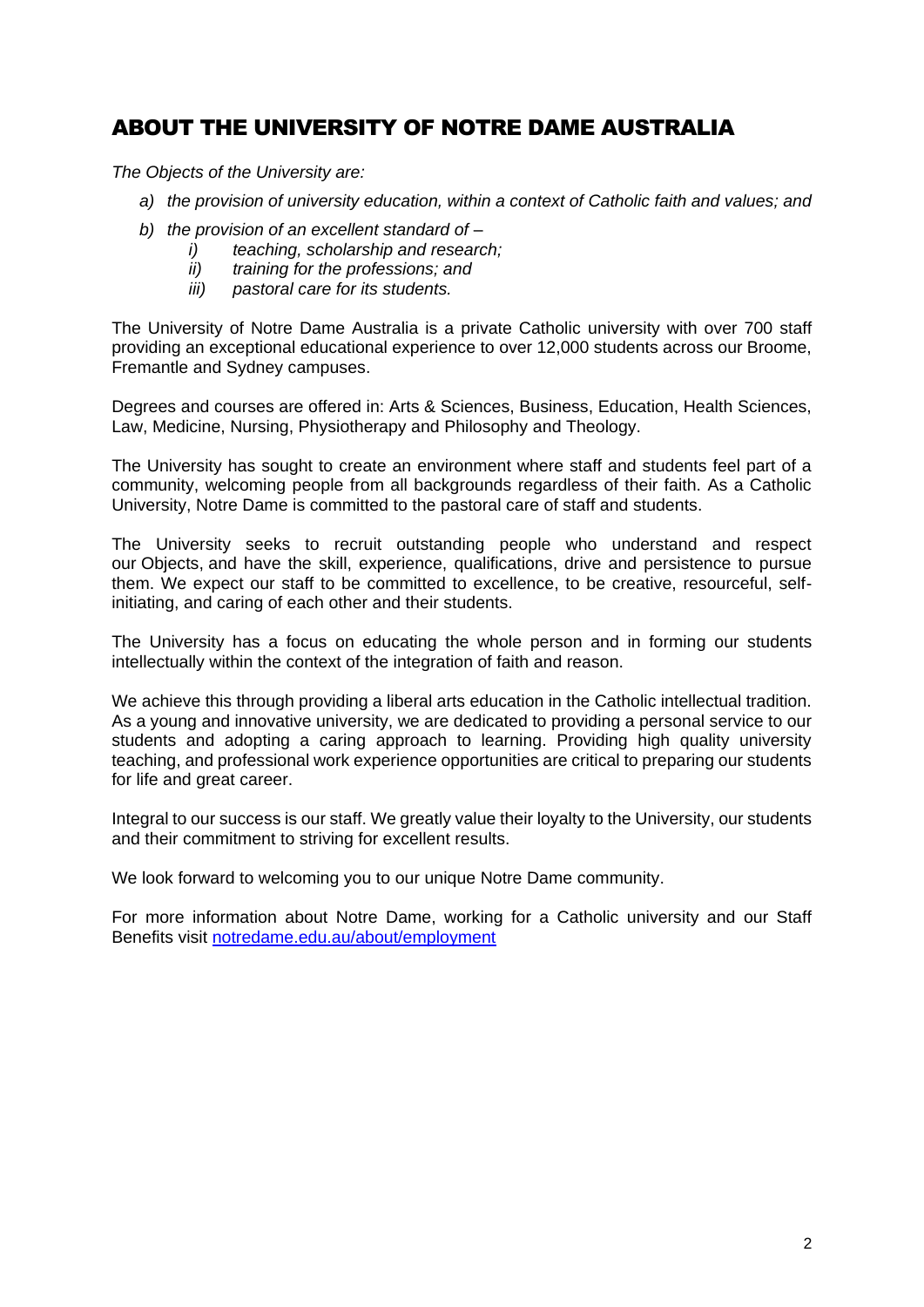## ABOUT THE UNIVERSITY OF NOTRE DAME AUSTRALIA

*The Objects of the University are:*

- *a) the provision of university education, within a context of Catholic faith and values; and*
- *b) the provision of an excellent standard of –*
  - *i) teaching, scholarship and research;*
  - *ii) training for the professions; and*
  - *iii) pastoral care for its students.*

The University of Notre Dame Australia is a private Catholic university with over 700 staff providing an exceptional educational experience to over 12,000 students across our Broome, Fremantle and Sydney campuses.

Degrees and courses are offered in: Arts & Sciences, Business, Education, Health Sciences, Law, Medicine, Nursing, Physiotherapy and Philosophy and Theology.

The University has sought to create an environment where staff and students feel part of a community, welcoming people from all backgrounds regardless of their faith. As a Catholic University, Notre Dame is committed to the pastoral care of staff and students.

The University seeks to recruit outstanding people who understand and respect our Objects, and have the skill, experience, qualifications, drive and persistence to pursue them. We expect our staff to be committed to excellence, to be creative, resourceful, self-initiating, and caring of each other and their students.

The University has a focus on educating the whole person and in forming our students intellectually within the context of the integration of faith and reason.

We achieve this through providing a liberal arts education in the Catholic intellectual tradition. As a young and innovative university, we are dedicated to providing a personal service to our students and adopting a caring approach to learning. Providing high quality university teaching, and professional work experience opportunities are critical to preparing our students for life and great career.

Integral to our success is our staff. We greatly value their loyalty to the University, our students and their commitment to striving for excellent results.

We look forward to welcoming you to our unique Notre Dame community.

For more information about Notre Dame, working for a Catholic university and our Staff Benefits visit [notredame.edu.au/about/employment](notredame.edu.au/about/employment)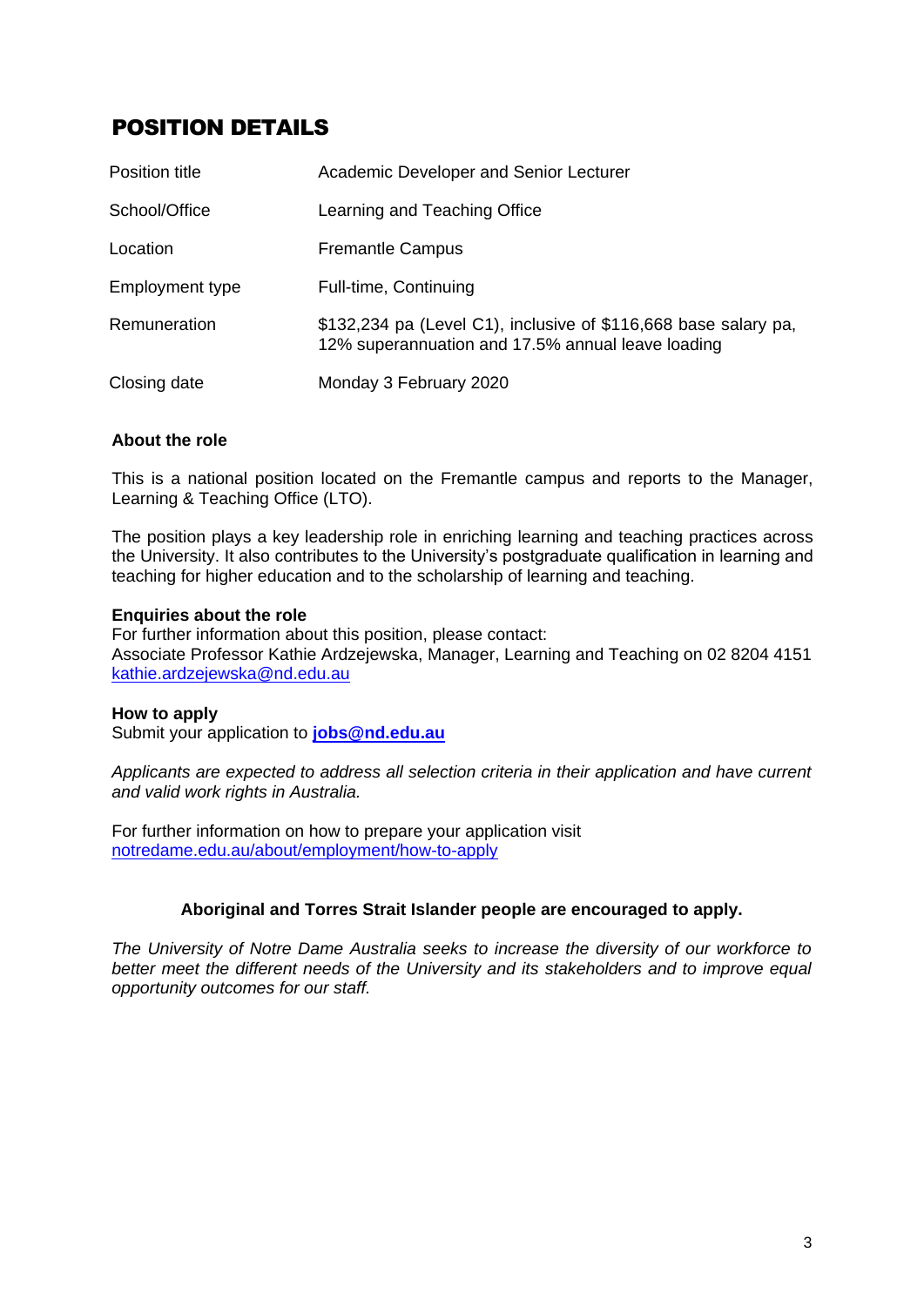# POSITION DETAILS

| Position title | Academic Developer and Senior Lecturer |
|---|---|
| School/Office | Learning and Teaching Office |
| Location | Fremantle Campus |
| Employment type | Full-time, Continuing |
| Remuneration | $132,234 pa (Level C1), inclusive of $116,668 base salary pa, 12% superannuation and 17.5% annual leave loading |
| Closing date | Monday 3 February 2020 |

**About the role**

This is a national position located on the Fremantle campus and reports to the Manager, Learning & Teaching Office (LTO).

The position plays a key leadership role in enriching learning and teaching practices across the University. It also contributes to the University's postgraduate qualification in learning and teaching for higher education and to the scholarship of learning and teaching.

**Enquiries about the role**
For further information about this position, please contact:
Associate Professor Kathie Ardzejewska, Manager, Learning and Teaching on 02 8204 4151
kathie.ardzejewska@nd.edu.au

**How to apply**
Submit your application to **jobs@nd.edu.au**

*Applicants are expected to address all selection criteria in their application and have current and valid work rights in Australia.*

For further information on how to prepare your application visit
notredame.edu.au/about/employment/how-to-apply

**Aboriginal and Torres Strait Islander people are encouraged to apply.**

*The University of Notre Dame Australia seeks to increase the diversity of our workforce to better meet the different needs of the University and its stakeholders and to improve equal opportunity outcomes for our staff.*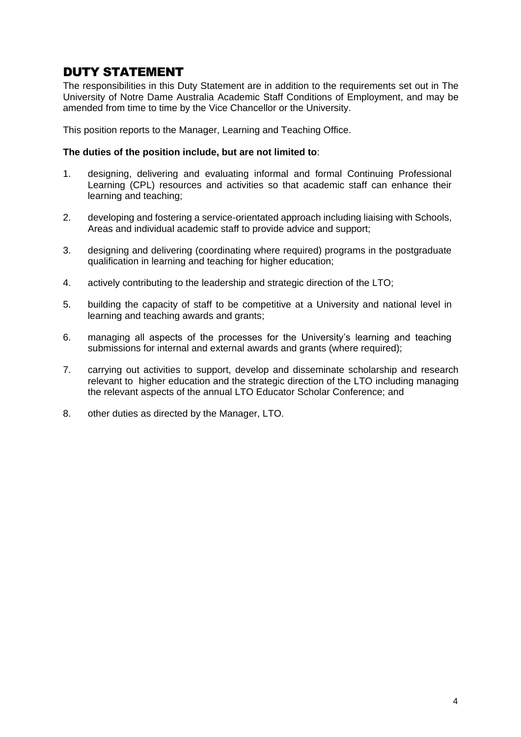# DUTY STATEMENT

The responsibilities in this Duty Statement are in addition to the requirements set out in The University of Notre Dame Australia Academic Staff Conditions of Employment, and may be amended from time to time by the Vice Chancellor or the University.

This position reports to the Manager, Learning and Teaching Office.

**The duties of the position include, but are not limited to**:

1. designing, delivering and evaluating informal and formal Continuing Professional Learning (CPL) resources and activities so that academic staff can enhance their learning and teaching;

2. developing and fostering a service-orientated approach including liaising with Schools, Areas and individual academic staff to provide advice and support;

3. designing and delivering (coordinating where required) programs in the postgraduate qualification in learning and teaching for higher education;

4. actively contributing to the leadership and strategic direction of the LTO;

5. building the capacity of staff to be competitive at a University and national level in learning and teaching awards and grants;

6. managing all aspects of the processes for the University's learning and teaching submissions for internal and external awards and grants (where required);

7. carrying out activities to support, develop and disseminate scholarship and research relevant to higher education and the strategic direction of the LTO including managing the relevant aspects of the annual LTO Educator Scholar Conference; and

8. other duties as directed by the Manager, LTO.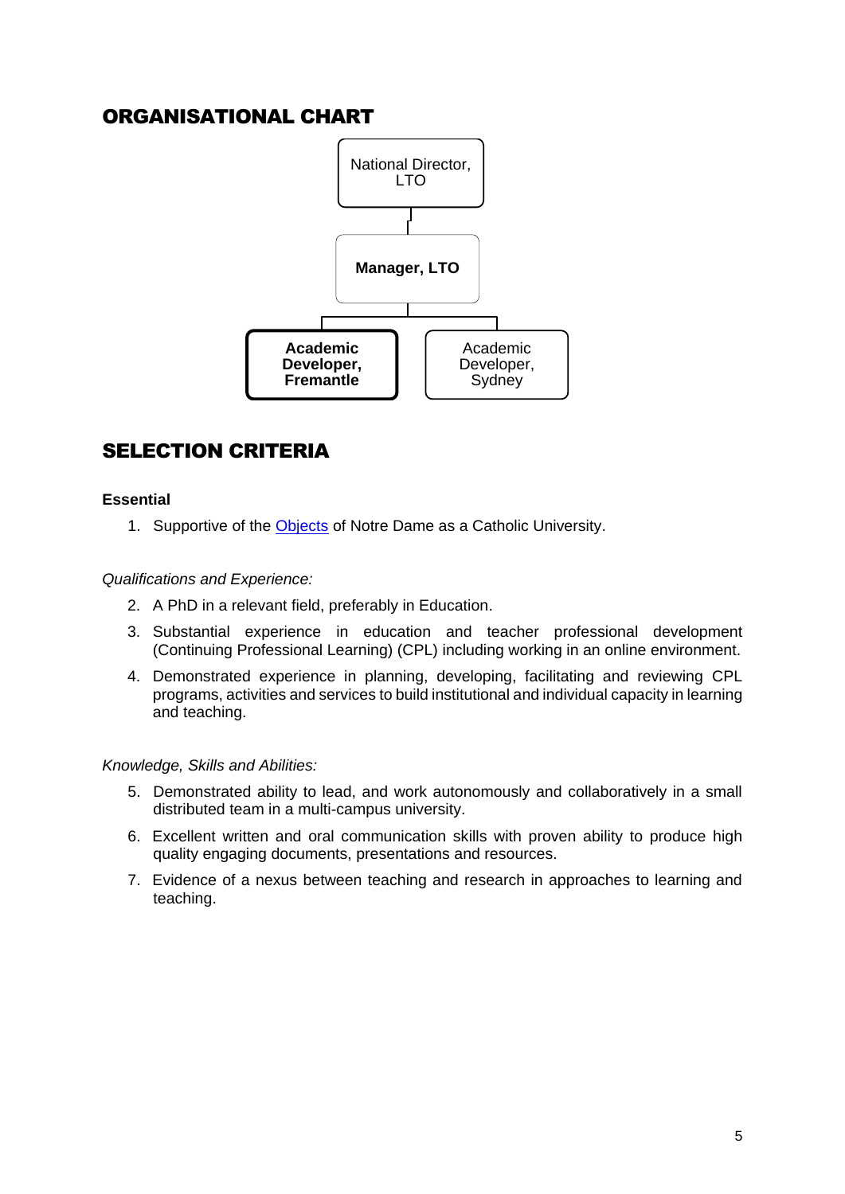## ORGANISATIONAL CHART

National Director, LTO

**Manager, LTO**

**Academic Developer, Fremantle**

Academic Developer, Sydney

## SELECTION CRITERIA

**Essential**

1. Supportive of the Objects of Notre Dame as a Catholic University.

*Qualifications and Experience:*

2. A PhD in a relevant field, preferably in Education.
3. Substantial experience in education and teacher professional development (Continuing Professional Learning) (CPL) including working in an online environment.
4. Demonstrated experience in planning, developing, facilitating and reviewing CPL programs, activities and services to build institutional and individual capacity in learning and teaching.

*Knowledge, Skills and Abilities:*

5. Demonstrated ability to lead, and work autonomously and collaboratively in a small distributed team in a multi-campus university.
6. Excellent written and oral communication skills with proven ability to produce high quality engaging documents, presentations and resources.
7. Evidence of a nexus between teaching and research in approaches to learning and teaching.